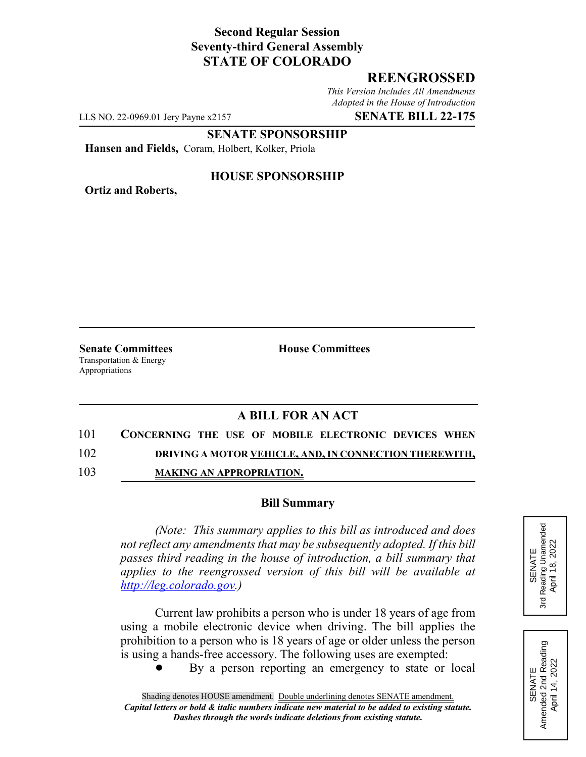**Second Regular Session**
**Seventy-third General Assembly**
**STATE OF COLORADO**

## REENGROSSED

*This Version Includes All Amendments Adopted in the House of Introduction*

LLS NO. 22-0969.01 Jery Payne x2157 **SENATE BILL 22-175**

**SENATE SPONSORSHIP**

**Hansen and Fields,** Coram, Holbert, Kolker, Priola

**HOUSE SPONSORSHIP**

**Ortiz and Roberts,**

**Senate Committees**
Transportation & Energy
Appropriations

**House Committees**

SENATE
3rd Reading Unamended
April 18, 2022

SENATE
Amended 2nd Reading
April 14, 2022

### A BILL FOR AN ACT

101 **CONCERNING THE USE OF MOBILE ELECTRONIC DEVICES WHEN**
102 **DRIVING A MOTOR VEHICLE, AND, IN CONNECTION THEREWITH,**
103 **MAKING AN APPROPRIATION.**

### Bill Summary

*(Note: This summary applies to this bill as introduced and does not reflect any amendments that may be subsequently adopted. If this bill passes third reading in the house of introduction, a bill summary that applies to the reengrossed version of this bill will be available at http://leg.colorado.gov.)*

Current law prohibits a person who is under 18 years of age from using a mobile electronic device when driving. The bill applies the prohibition to a person who is 18 years of age or older unless the person is using a hands-free accessory. The following uses are exempted:

- By a person reporting an emergency to state or local

Shading denotes HOUSE amendment. Double underlining denotes SENATE amendment.
***Capital letters or bold & italic numbers indicate new material to be added to existing statute.***
***Dashes through the words indicate deletions from existing statute.***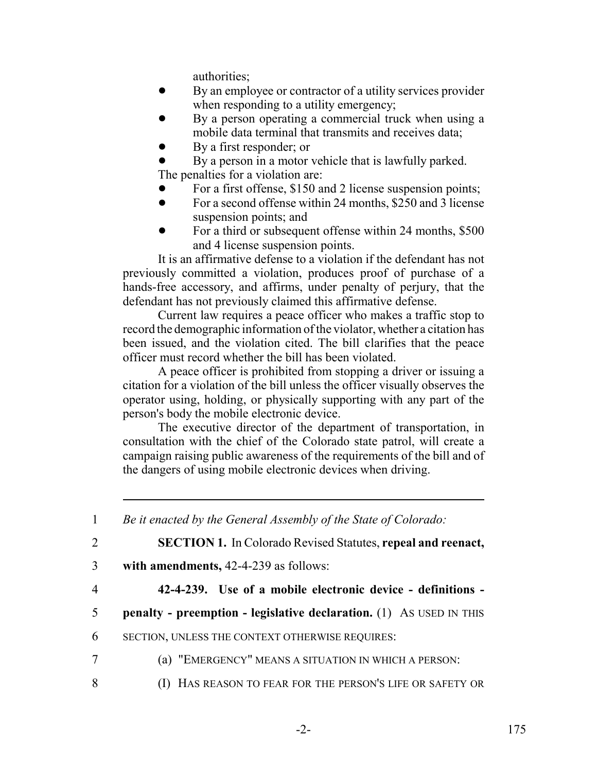authorities;

- By an employee or contractor of a utility services provider when responding to a utility emergency;
- By a person operating a commercial truck when using a mobile data terminal that transmits and receives data;
- By a first responder; or
- By a person in a motor vehicle that is lawfully parked.

The penalties for a violation are:

- For a first offense, $150 and 2 license suspension points;
- For a second offense within 24 months, $250 and 3 license suspension points; and
- For a third or subsequent offense within 24 months, $500 and 4 license suspension points.

It is an affirmative defense to a violation if the defendant has not previously committed a violation, produces proof of purchase of a hands-free accessory, and affirms, under penalty of perjury, that the defendant has not previously claimed this affirmative defense.

Current law requires a peace officer who makes a traffic stop to record the demographic information of the violator, whether a citation has been issued, and the violation cited. The bill clarifies that the peace officer must record whether the bill has been violated.

A peace officer is prohibited from stopping a driver or issuing a citation for a violation of the bill unless the officer visually observes the operator using, holding, or physically supporting with any part of the person's body the mobile electronic device.

The executive director of the department of transportation, in consultation with the chief of the Colorado state patrol, will create a campaign raising public awareness of the requirements of the bill and of the dangers of using mobile electronic devices when driving.

---

1 *Be it enacted by the General Assembly of the State of Colorado:*

2 **SECTION 1.** In Colorado Revised Statutes, **repeal and reenact,**

3 **with amendments,** 42-4-239 as follows:

4 **42-4-239. Use of a mobile electronic device - definitions -**

5 **penalty - preemption - legislative declaration.** (1) AS USED IN THIS

6 SECTION, UNLESS THE CONTEXT OTHERWISE REQUIRES:

7 (a) "EMERGENCY" MEANS A SITUATION IN WHICH A PERSON:

8 (I) HAS REASON TO FEAR FOR THE PERSON'S LIFE OR SAFETY OR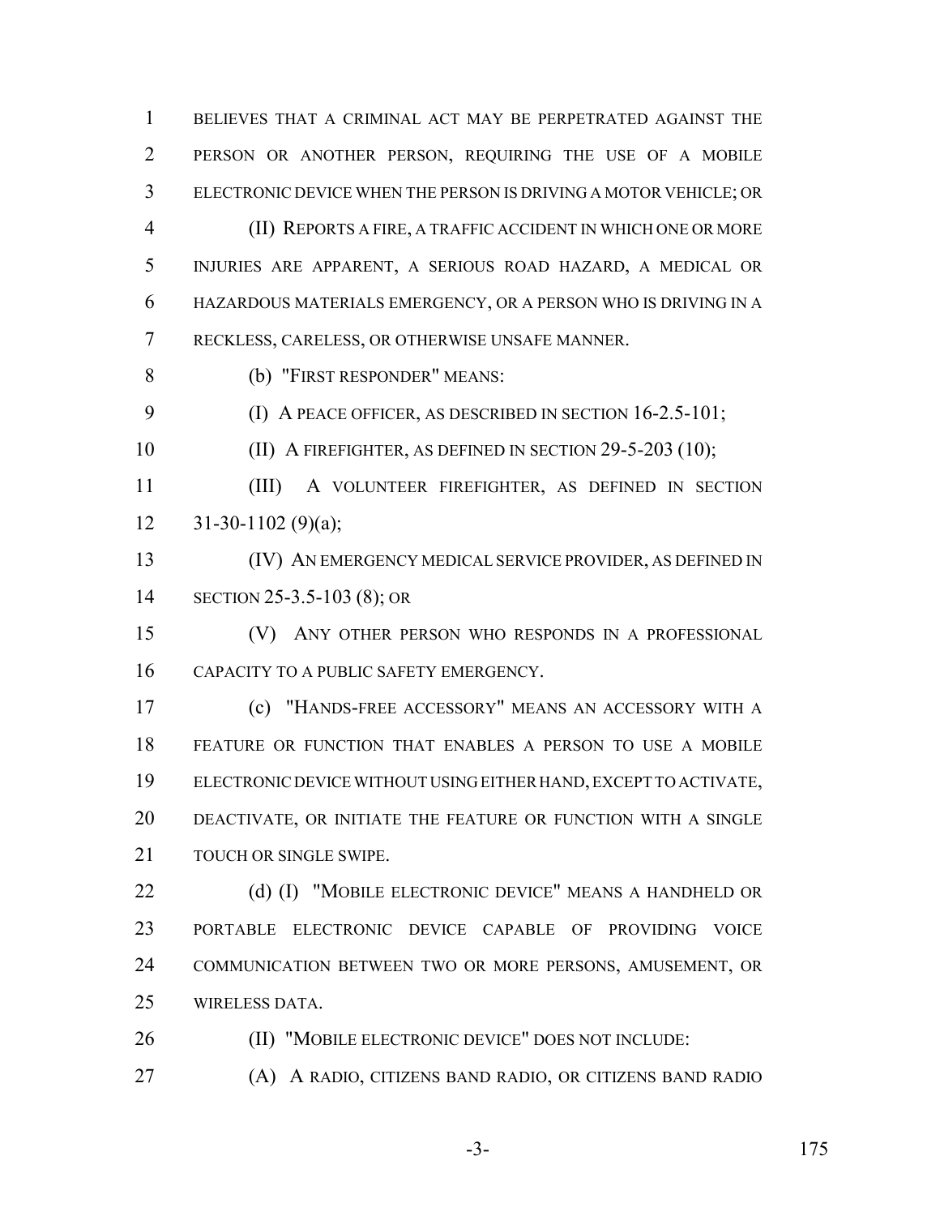BELIEVES THAT A CRIMINAL ACT MAY BE PERPETRATED AGAINST THE PERSON OR ANOTHER PERSON, REQUIRING THE USE OF A MOBILE ELECTRONIC DEVICE WHEN THE PERSON IS DRIVING A MOTOR VEHICLE; OR

(II) REPORTS A FIRE, A TRAFFIC ACCIDENT IN WHICH ONE OR MORE INJURIES ARE APPARENT, A SERIOUS ROAD HAZARD, A MEDICAL OR HAZARDOUS MATERIALS EMERGENCY, OR A PERSON WHO IS DRIVING IN A RECKLESS, CARELESS, OR OTHERWISE UNSAFE MANNER.

(b) "FIRST RESPONDER" MEANS:

(I) A PEACE OFFICER, AS DESCRIBED IN SECTION 16-2.5-101;

(II) A FIREFIGHTER, AS DEFINED IN SECTION 29-5-203 (10);

(III) A VOLUNTEER FIREFIGHTER, AS DEFINED IN SECTION 31-30-1102 (9)(a);

(IV) AN EMERGENCY MEDICAL SERVICE PROVIDER, AS DEFINED IN SECTION 25-3.5-103 (8); OR

(V) ANY OTHER PERSON WHO RESPONDS IN A PROFESSIONAL CAPACITY TO A PUBLIC SAFETY EMERGENCY.

(c) "HANDS-FREE ACCESSORY" MEANS AN ACCESSORY WITH A FEATURE OR FUNCTION THAT ENABLES A PERSON TO USE A MOBILE ELECTRONIC DEVICE WITHOUT USING EITHER HAND, EXCEPT TO ACTIVATE, DEACTIVATE, OR INITIATE THE FEATURE OR FUNCTION WITH A SINGLE TOUCH OR SINGLE SWIPE.

(d) (I) "MOBILE ELECTRONIC DEVICE" MEANS A HANDHELD OR PORTABLE ELECTRONIC DEVICE CAPABLE OF PROVIDING VOICE COMMUNICATION BETWEEN TWO OR MORE PERSONS, AMUSEMENT, OR WIRELESS DATA.

(II) "MOBILE ELECTRONIC DEVICE" DOES NOT INCLUDE:

(A) A RADIO, CITIZENS BAND RADIO, OR CITIZENS BAND RADIO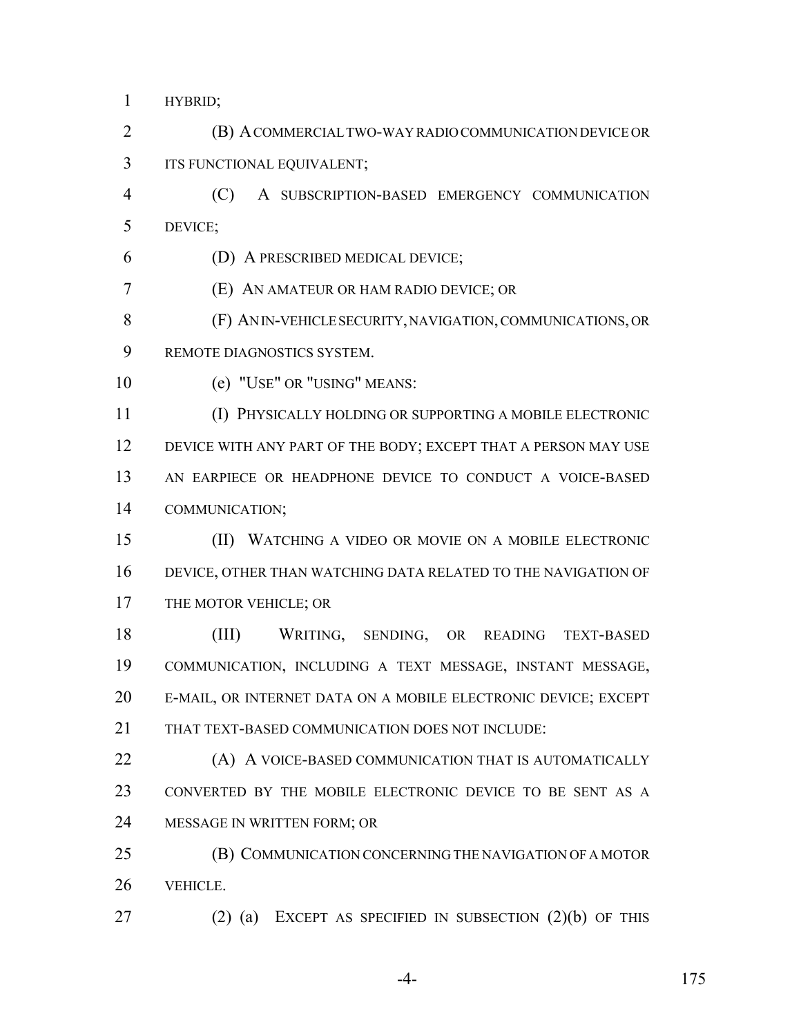HYBRID;

(B) A COMMERCIAL TWO-WAY RADIO COMMUNICATION DEVICE OR ITS FUNCTIONAL EQUIVALENT;

(C) A SUBSCRIPTION-BASED EMERGENCY COMMUNICATION DEVICE;

(D) A PRESCRIBED MEDICAL DEVICE;

(E) AN AMATEUR OR HAM RADIO DEVICE; OR

(F) AN IN-VEHICLE SECURITY, NAVIGATION, COMMUNICATIONS, OR REMOTE DIAGNOSTICS SYSTEM.

(e) "USE" OR "USING" MEANS:

(I) PHYSICALLY HOLDING OR SUPPORTING A MOBILE ELECTRONIC DEVICE WITH ANY PART OF THE BODY; EXCEPT THAT A PERSON MAY USE AN EARPIECE OR HEADPHONE DEVICE TO CONDUCT A VOICE-BASED COMMUNICATION;

(II) WATCHING A VIDEO OR MOVIE ON A MOBILE ELECTRONIC DEVICE, OTHER THAN WATCHING DATA RELATED TO THE NAVIGATION OF THE MOTOR VEHICLE; OR

(III) WRITING, SENDING, OR READING TEXT-BASED COMMUNICATION, INCLUDING A TEXT MESSAGE, INSTANT MESSAGE, E-MAIL, OR INTERNET DATA ON A MOBILE ELECTRONIC DEVICE; EXCEPT THAT TEXT-BASED COMMUNICATION DOES NOT INCLUDE:

(A) A VOICE-BASED COMMUNICATION THAT IS AUTOMATICALLY CONVERTED BY THE MOBILE ELECTRONIC DEVICE TO BE SENT AS A MESSAGE IN WRITTEN FORM; OR

(B) COMMUNICATION CONCERNING THE NAVIGATION OF A MOTOR VEHICLE.

(2) (a) EXCEPT AS SPECIFIED IN SUBSECTION (2)(b) OF THIS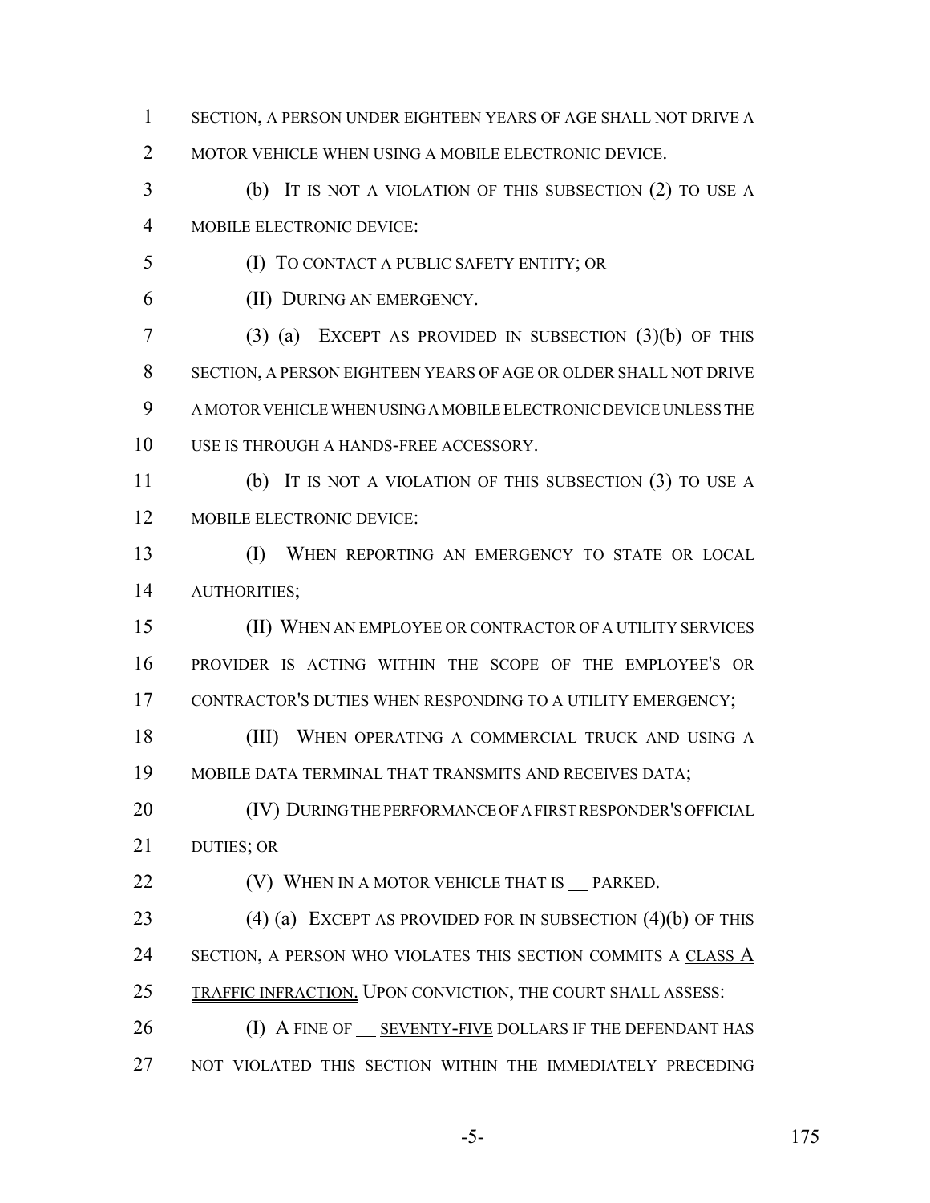SECTION, A PERSON UNDER EIGHTEEN YEARS OF AGE SHALL NOT DRIVE A MOTOR VEHICLE WHEN USING A MOBILE ELECTRONIC DEVICE.

(b) IT IS NOT A VIOLATION OF THIS SUBSECTION (2) TO USE A MOBILE ELECTRONIC DEVICE:

(I) TO CONTACT A PUBLIC SAFETY ENTITY; OR

(II) DURING AN EMERGENCY.

(3) (a) EXCEPT AS PROVIDED IN SUBSECTION (3)(b) OF THIS SECTION, A PERSON EIGHTEEN YEARS OF AGE OR OLDER SHALL NOT DRIVE A MOTOR VEHICLE WHEN USING A MOBILE ELECTRONIC DEVICE UNLESS THE USE IS THROUGH A HANDS-FREE ACCESSORY.

(b) IT IS NOT A VIOLATION OF THIS SUBSECTION (3) TO USE A MOBILE ELECTRONIC DEVICE:

(I) WHEN REPORTING AN EMERGENCY TO STATE OR LOCAL AUTHORITIES;

(II) WHEN AN EMPLOYEE OR CONTRACTOR OF A UTILITY SERVICES PROVIDER IS ACTING WITHIN THE SCOPE OF THE EMPLOYEE'S OR CONTRACTOR'S DUTIES WHEN RESPONDING TO A UTILITY EMERGENCY;

(III) WHEN OPERATING A COMMERCIAL TRUCK AND USING A MOBILE DATA TERMINAL THAT TRANSMITS AND RECEIVES DATA;

(IV) DURING THE PERFORMANCE OF A FIRST RESPONDER'S OFFICIAL DUTIES; OR

(V) WHEN IN A MOTOR VEHICLE THAT IS ___ PARKED.

(4) (a) EXCEPT AS PROVIDED FOR IN SUBSECTION (4)(b) OF THIS SECTION, A PERSON WHO VIOLATES THIS SECTION COMMITS A CLASS A TRAFFIC INFRACTION. UPON CONVICTION, THE COURT SHALL ASSESS:

(I) A FINE OF ___ SEVENTY-FIVE DOLLARS IF THE DEFENDANT HAS NOT VIOLATED THIS SECTION WITHIN THE IMMEDIATELY PRECEDING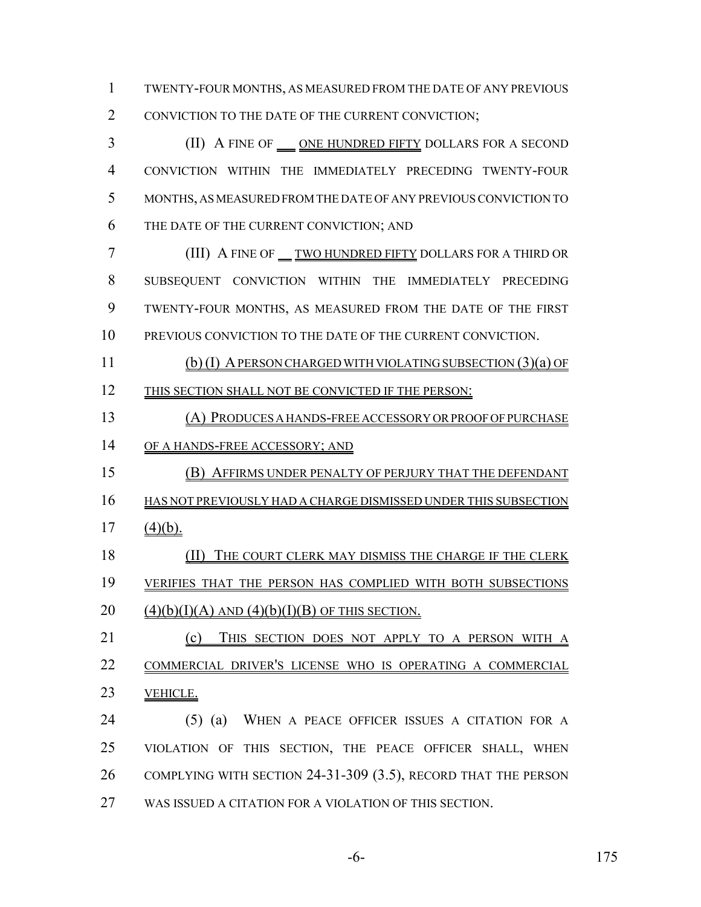TWENTY-FOUR MONTHS, AS MEASURED FROM THE DATE OF ANY PREVIOUS CONVICTION TO THE DATE OF THE CURRENT CONVICTION;

(II) A FINE OF ___ ONE HUNDRED FIFTY DOLLARS FOR A SECOND CONVICTION WITHIN THE IMMEDIATELY PRECEDING TWENTY-FOUR MONTHS, AS MEASURED FROM THE DATE OF ANY PREVIOUS CONVICTION TO THE DATE OF THE CURRENT CONVICTION; AND

(III) A FINE OF ___ TWO HUNDRED FIFTY DOLLARS FOR A THIRD OR SUBSEQUENT CONVICTION WITHIN THE IMMEDIATELY PRECEDING TWENTY-FOUR MONTHS, AS MEASURED FROM THE DATE OF THE FIRST PREVIOUS CONVICTION TO THE DATE OF THE CURRENT CONVICTION.

(b) (I) A PERSON CHARGED WITH VIOLATING SUBSECTION (3)(a) OF THIS SECTION SHALL NOT BE CONVICTED IF THE PERSON:

(A) PRODUCES A HANDS-FREE ACCESSORY OR PROOF OF PURCHASE OF A HANDS-FREE ACCESSORY; AND

(B) AFFIRMS UNDER PENALTY OF PERJURY THAT THE DEFENDANT HAS NOT PREVIOUSLY HAD A CHARGE DISMISSED UNDER THIS SUBSECTION (4)(b).

(II) THE COURT CLERK MAY DISMISS THE CHARGE IF THE CLERK VERIFIES THAT THE PERSON HAS COMPLIED WITH BOTH SUBSECTIONS (4)(b)(I)(A) AND (4)(b)(I)(B) OF THIS SECTION.

(c) THIS SECTION DOES NOT APPLY TO A PERSON WITH A COMMERCIAL DRIVER'S LICENSE WHO IS OPERATING A COMMERCIAL VEHICLE.

(5) (a) WHEN A PEACE OFFICER ISSUES A CITATION FOR A VIOLATION OF THIS SECTION, THE PEACE OFFICER SHALL, WHEN COMPLYING WITH SECTION 24-31-309 (3.5), RECORD THAT THE PERSON WAS ISSUED A CITATION FOR A VIOLATION OF THIS SECTION.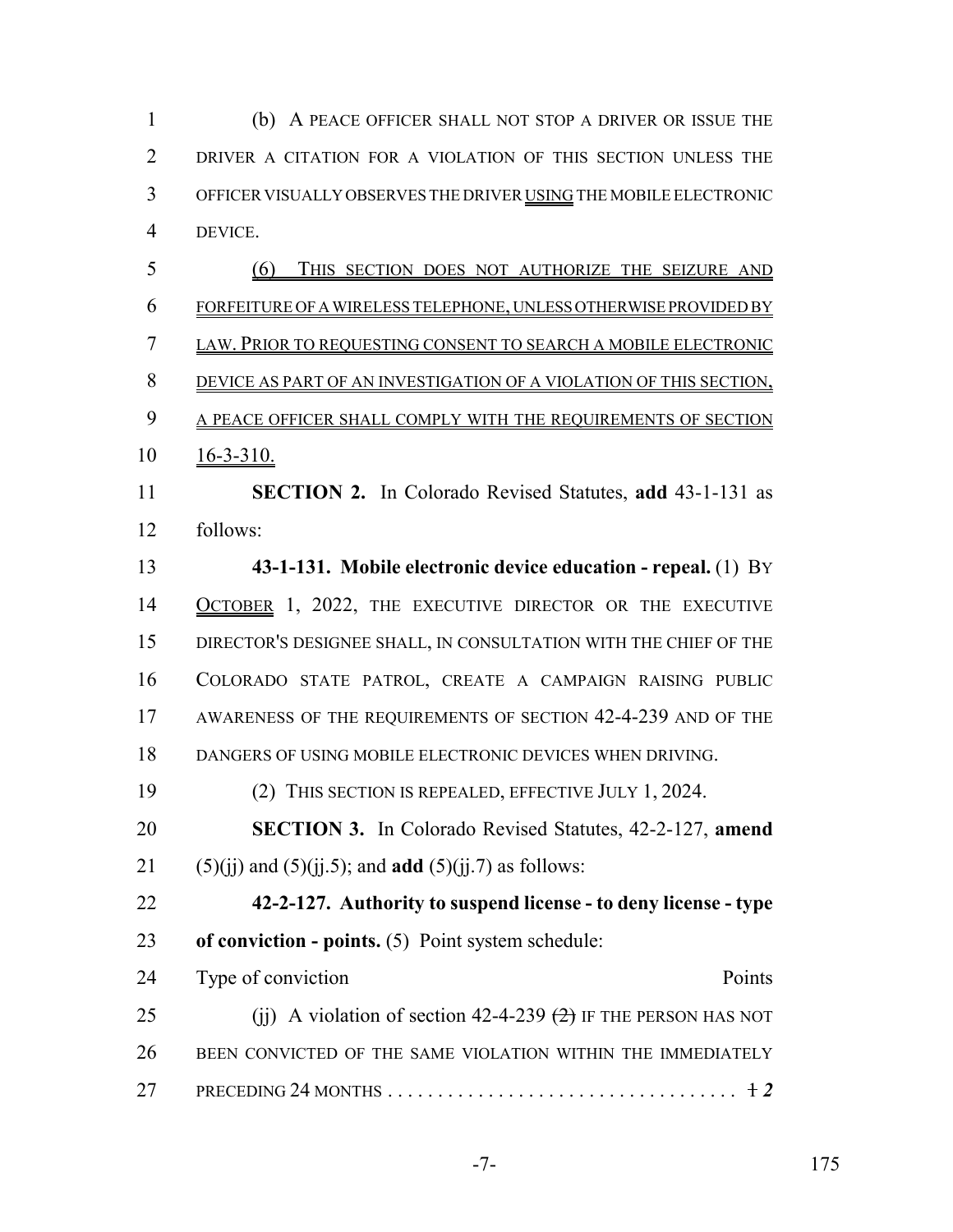(b) A PEACE OFFICER SHALL NOT STOP A DRIVER OR ISSUE THE DRIVER A CITATION FOR A VIOLATION OF THIS SECTION UNLESS THE OFFICER VISUALLY OBSERVES THE DRIVER USING THE MOBILE ELECTRONIC DEVICE.

(6) THIS SECTION DOES NOT AUTHORIZE THE SEIZURE AND FORFEITURE OF A WIRELESS TELEPHONE, UNLESS OTHERWISE PROVIDED BY LAW. PRIOR TO REQUESTING CONSENT TO SEARCH A MOBILE ELECTRONIC DEVICE AS PART OF AN INVESTIGATION OF A VIOLATION OF THIS SECTION, A PEACE OFFICER SHALL COMPLY WITH THE REQUIREMENTS OF SECTION 16-3-310.

**SECTION 2.** In Colorado Revised Statutes, **add** 43-1-131 as follows:

**43-1-131. Mobile electronic device education - repeal.** (1) BY OCTOBER 1, 2022, THE EXECUTIVE DIRECTOR OR THE EXECUTIVE DIRECTOR'S DESIGNEE SHALL, IN CONSULTATION WITH THE CHIEF OF THE COLORADO STATE PATROL, CREATE A CAMPAIGN RAISING PUBLIC AWARENESS OF THE REQUIREMENTS OF SECTION 42-4-239 AND OF THE DANGERS OF USING MOBILE ELECTRONIC DEVICES WHEN DRIVING.

(2) THIS SECTION IS REPEALED, EFFECTIVE JULY 1, 2024.

**SECTION 3.** In Colorado Revised Statutes, 42-2-127, **amend** (5)(jj) and (5)(jj.5); and **add** (5)(jj.7) as follows:

**42-2-127. Authority to suspend license - to deny license - type of conviction - points.** (5) Point system schedule:

Type of conviction — Points

(jj) A violation of section 42-4-239 ~~(2)~~ IF THE PERSON HAS NOT BEEN CONVICTED OF THE SAME VIOLATION WITHIN THE IMMEDIATELY PRECEDING 24 MONTHS .................................. ~~1~~ *2*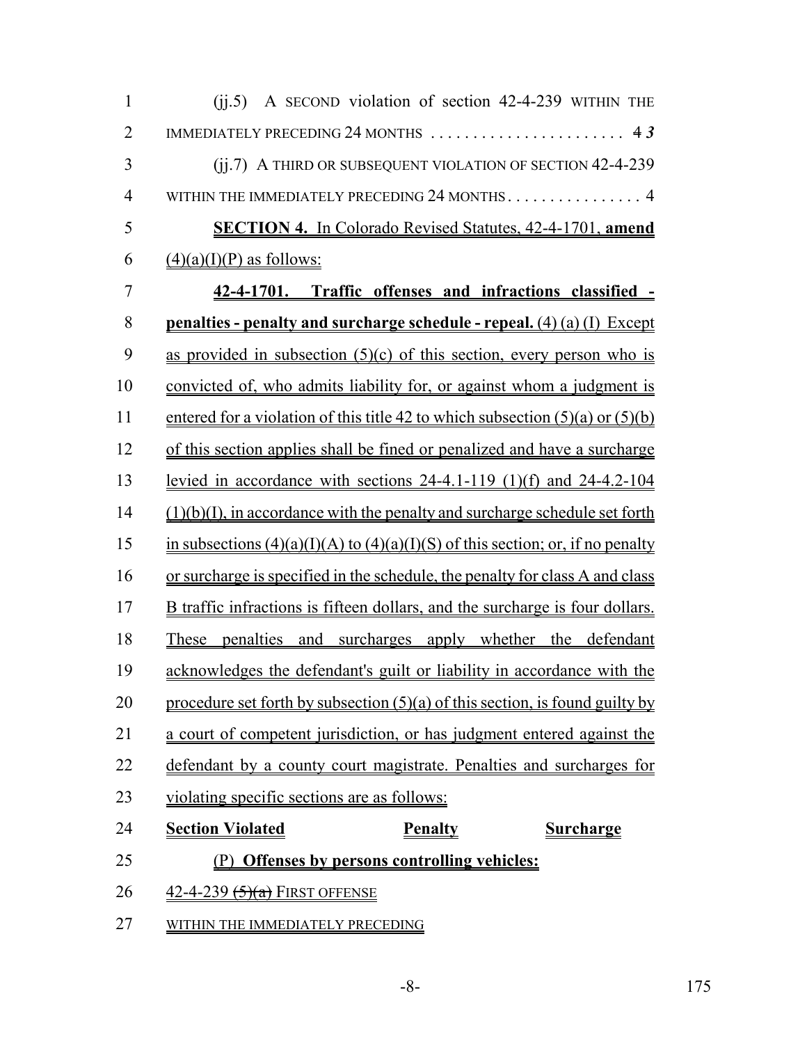(jj.5) A SECOND violation of section 42-4-239 WITHIN THE IMMEDIATELY PRECEDING 24 MONTHS ........................ ~~4~~ *3*

(jj.7) A THIRD OR SUBSEQUENT VIOLATION OF SECTION 42-4-239 WITHIN THE IMMEDIATELY PRECEDING 24 MONTHS................ 4

**SECTION 4.** In Colorado Revised Statutes, 42-4-1701, **amend** (4)(a)(I)(P) as follows:

**42-4-1701. Traffic offenses and infractions classified - penalties - penalty and surcharge schedule - repeal.** (4) (a) (I) Except as provided in subsection (5)(c) of this section, every person who is convicted of, who admits liability for, or against whom a judgment is entered for a violation of this title 42 to which subsection (5)(a) or (5)(b) of this section applies shall be fined or penalized and have a surcharge levied in accordance with sections 24-4.1-119 (1)(f) and 24-4.2-104 (1)(b)(I), in accordance with the penalty and surcharge schedule set forth in subsections (4)(a)(I)(A) to (4)(a)(I)(S) of this section; or, if no penalty or surcharge is specified in the schedule, the penalty for class A and class B traffic infractions is fifteen dollars, and the surcharge is four dollars. These penalties and surcharges apply whether the defendant acknowledges the defendant's guilt or liability in accordance with the procedure set forth by subsection (5)(a) of this section, is found guilty by a court of competent jurisdiction, or has judgment entered against the defendant by a county court magistrate. Penalties and surcharges for violating specific sections are as follows:

| **Section Violated** | **Penalty** | **Surcharge** |
|---|---|---|
| (P) **Offenses by persons controlling vehicles:** | | |
| 42-4-239 ~~(5)(a)~~ FIRST OFFENSE WITHIN THE IMMEDIATELY PRECEDING | | |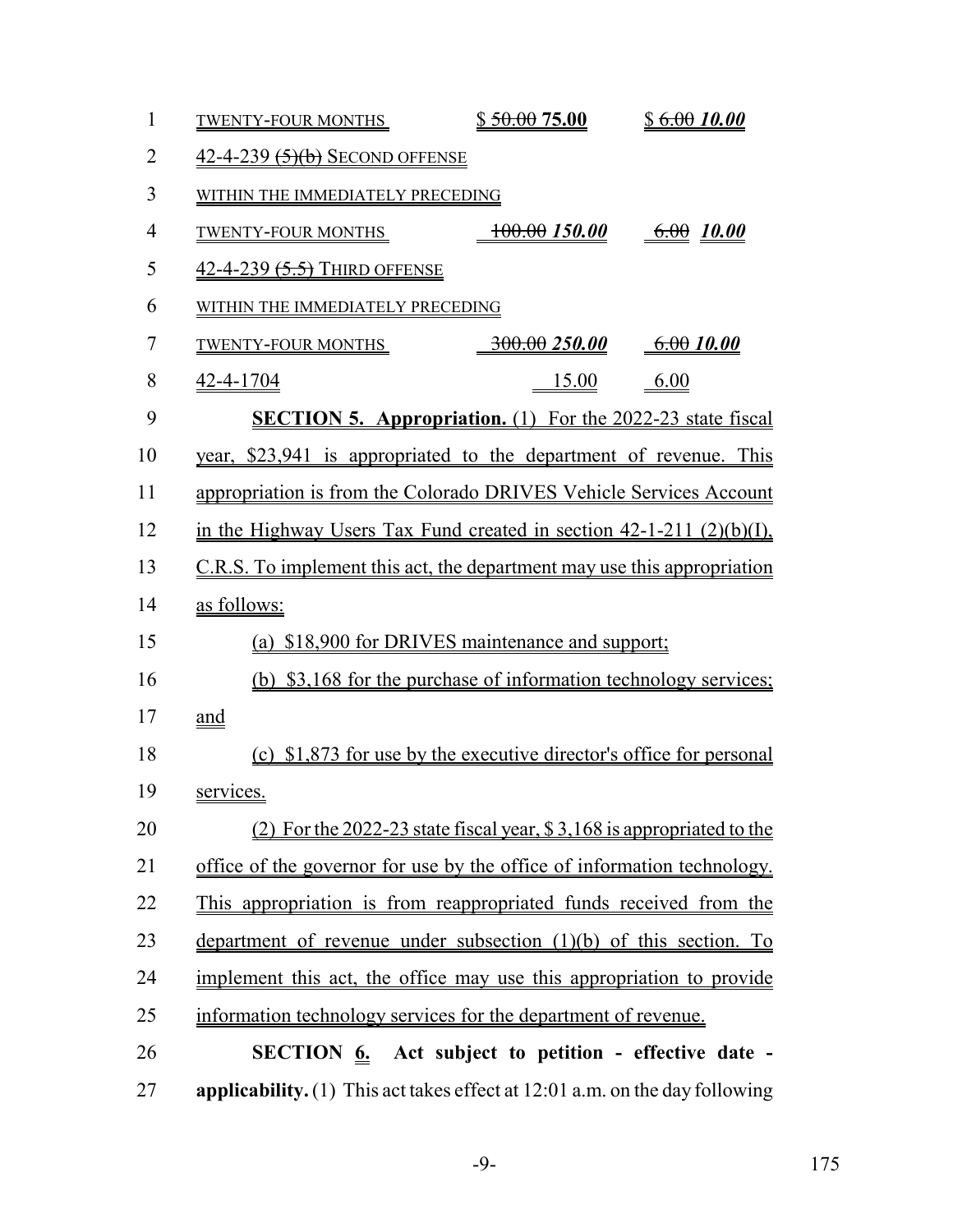| | | |
|---|---|---|
| TWENTY-FOUR MONTHS | $ ~~50.00~~ **75.00** | $ ~~6.00~~ ***10.00*** |
| 42-4-239 ~~(5)(b)~~ SECOND OFFENSE WITHIN THE IMMEDIATELY PRECEDING TWENTY-FOUR MONTHS | ~~100.00~~ ***150.00*** | ~~6.00~~ ***10.00*** |
| 42-4-239 ~~(5.5)~~ THIRD OFFENSE WITHIN THE IMMEDIATELY PRECEDING TWENTY-FOUR MONTHS | ~~300.00~~ ***250.00*** | ~~6.00~~ ***10.00*** |
| 42-4-1704 | 15.00 | 6.00 |

**SECTION 5. Appropriation.** (1) For the 2022-23 state fiscal year, $23,941 is appropriated to the department of revenue. This appropriation is from the Colorado DRIVES Vehicle Services Account in the Highway Users Tax Fund created in section 42-1-211 (2)(b)(I), C.R.S. To implement this act, the department may use this appropriation as follows:

(a) $18,900 for DRIVES maintenance and support;

(b) $3,168 for the purchase of information technology services; and

(c) $1,873 for use by the executive director's office for personal services.

(2) For the 2022-23 state fiscal year, $ 3,168 is appropriated to the office of the governor for use by the office of information technology. This appropriation is from reappropriated funds received from the department of revenue under subsection (1)(b) of this section. To implement this act, the office may use this appropriation to provide information technology services for the department of revenue.

**SECTION 6. Act subject to petition - effective date - applicability.** (1) This act takes effect at 12:01 a.m. on the day following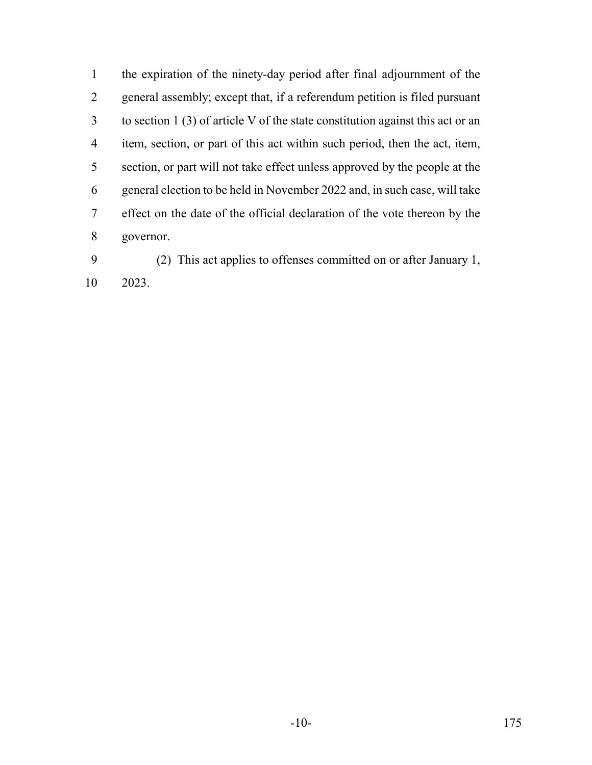the expiration of the ninety-day period after final adjournment of the general assembly; except that, if a referendum petition is filed pursuant to section 1 (3) of article V of the state constitution against this act or an item, section, or part of this act within such period, then the act, item, section, or part will not take effect unless approved by the people at the general election to be held in November 2022 and, in such case, will take effect on the date of the official declaration of the vote thereon by the governor.

(2) This act applies to offenses committed on or after January 1, 2023.